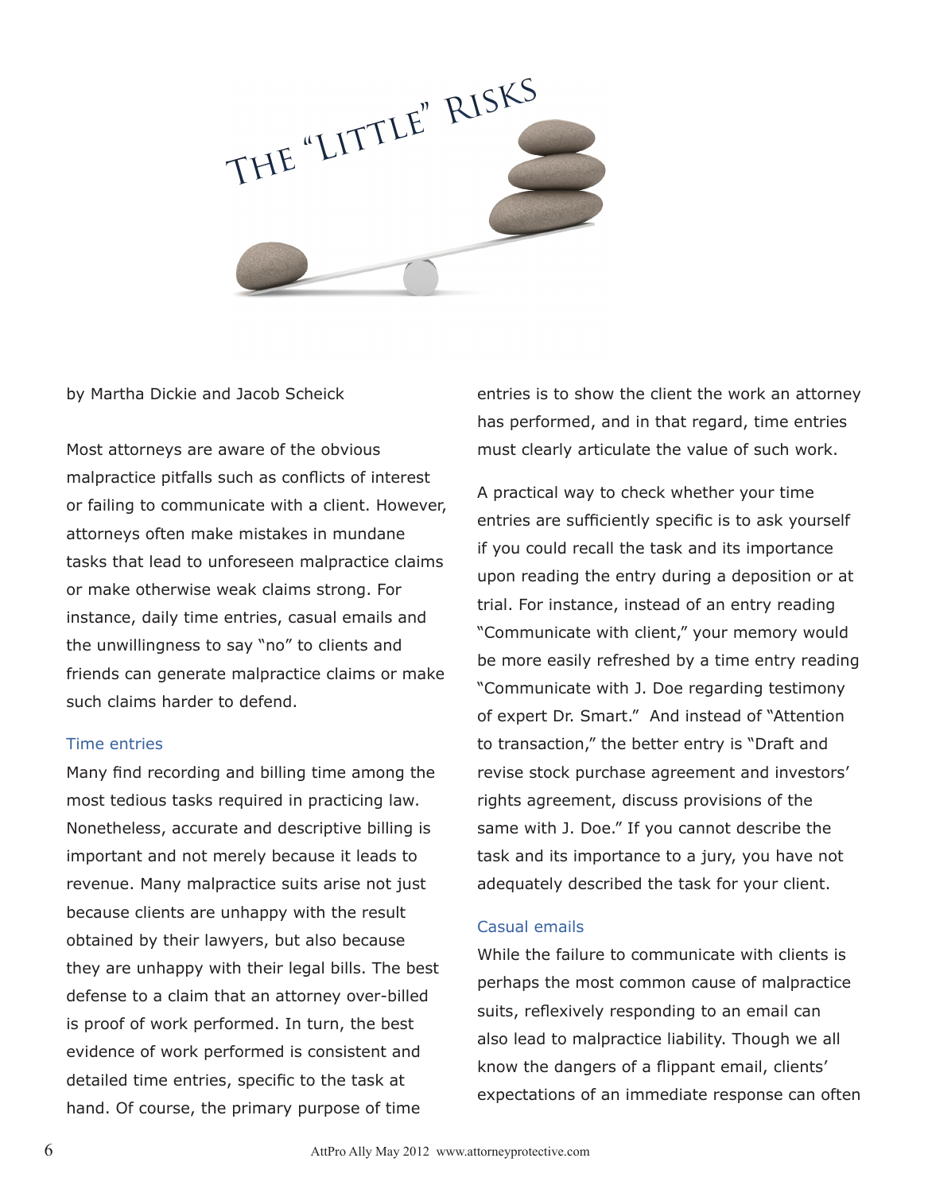# The "Little" Risks

by Martha Dickie and Jacob Scheick

Most attorneys are aware of the obvious malpractice pitfalls such as conflicts of interest or failing to communicate with a client. However, attorneys often make mistakes in mundane tasks that lead to unforeseen malpractice claims or make otherwise weak claims strong. For instance, daily time entries, casual emails and the unwillingness to say "no" to clients and friends can generate malpractice claims or make such claims harder to defend.

## Time entries

Many find recording and billing time among the most tedious tasks required in practicing law. Nonetheless, accurate and descriptive billing is important and not merely because it leads to revenue. Many malpractice suits arise not just because clients are unhappy with the result obtained by their lawyers, but also because they are unhappy with their legal bills. The best defense to a claim that an attorney over-billed is proof of work performed. In turn, the best evidence of work performed is consistent and detailed time entries, specific to the task at hand. Of course, the primary purpose of time entries is to show the client the work an attorney has performed, and in that regard, time entries must clearly articulate the value of such work.

A practical way to check whether your time entries are sufficiently specific is to ask yourself if you could recall the task and its importance upon reading the entry during a deposition or at trial. For instance, instead of an entry reading "Communicate with client," your memory would be more easily refreshed by a time entry reading "Communicate with J. Doe regarding testimony of expert Dr. Smart." And instead of "Attention to transaction," the better entry is "Draft and revise stock purchase agreement and investors' rights agreement, discuss provisions of the same with J. Doe." If you cannot describe the task and its importance to a jury, you have not adequately described the task for your client.

## Casual emails

While the failure to communicate with clients is perhaps the most common cause of malpractice suits, reflexively responding to an email can also lead to malpractice liability. Though we all know the dangers of a flippant email, clients' expectations of an immediate response can often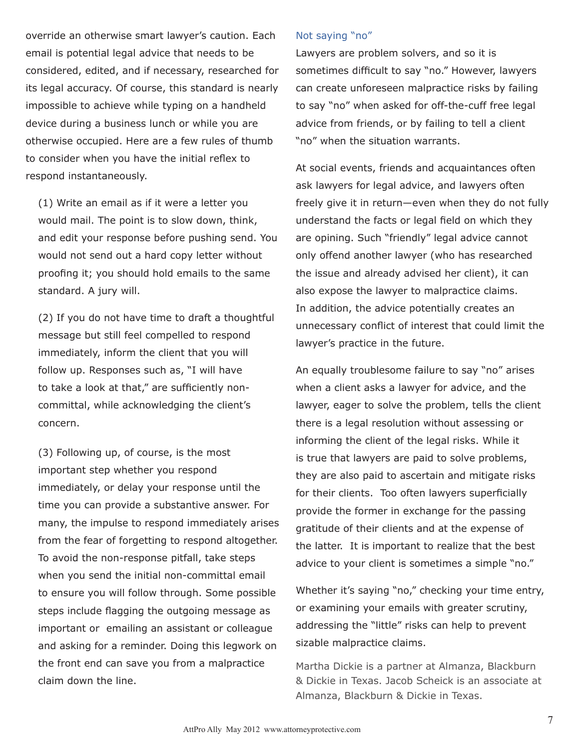override an otherwise smart lawyer's caution. Each email is potential legal advice that needs to be considered, edited, and if necessary, researched for its legal accuracy. Of course, this standard is nearly impossible to achieve while typing on a handheld device during a business lunch or while you are otherwise occupied. Here are a few rules of thumb to consider when you have the initial reflex to respond instantaneously.

(1) Write an email as if it were a letter you would mail. The point is to slow down, think, and edit your response before pushing send. You would not send out a hard copy letter without proofing it; you should hold emails to the same standard. A jury will.

(2) If you do not have time to draft a thoughtful message but still feel compelled to respond immediately, inform the client that you will follow up. Responses such as, "I will have to take a look at that," are sufficiently non-committal, while acknowledging the client's concern.

(3) Following up, of course, is the most important step whether you respond immediately, or delay your response until the time you can provide a substantive answer. For many, the impulse to respond immediately arises from the fear of forgetting to respond altogether. To avoid the non-response pitfall, take steps when you send the initial non-committal email to ensure you will follow through. Some possible steps include flagging the outgoing message as important or emailing an assistant or colleague and asking for a reminder. Doing this legwork on the front end can save you from a malpractice claim down the line.

### Not saying "no"

Lawyers are problem solvers, and so it is sometimes difficult to say "no." However, lawyers can create unforeseen malpractice risks by failing to say "no" when asked for off-the-cuff free legal advice from friends, or by failing to tell a client "no" when the situation warrants.

At social events, friends and acquaintances often ask lawyers for legal advice, and lawyers often freely give it in return—even when they do not fully understand the facts or legal field on which they are opining. Such "friendly" legal advice cannot only offend another lawyer (who has researched the issue and already advised her client), it can also expose the lawyer to malpractice claims. In addition, the advice potentially creates an unnecessary conflict of interest that could limit the lawyer's practice in the future.

An equally troublesome failure to say "no" arises when a client asks a lawyer for advice, and the lawyer, eager to solve the problem, tells the client there is a legal resolution without assessing or informing the client of the legal risks. While it is true that lawyers are paid to solve problems, they are also paid to ascertain and mitigate risks for their clients. Too often lawyers superficially provide the former in exchange for the passing gratitude of their clients and at the expense of the latter. It is important to realize that the best advice to your client is sometimes a simple "no."

Whether it's saying "no," checking your time entry, or examining your emails with greater scrutiny, addressing the "little" risks can help to prevent sizable malpractice claims.

Martha Dickie is a partner at Almanza, Blackburn & Dickie in Texas. Jacob Scheick is an associate at Almanza, Blackburn & Dickie in Texas.